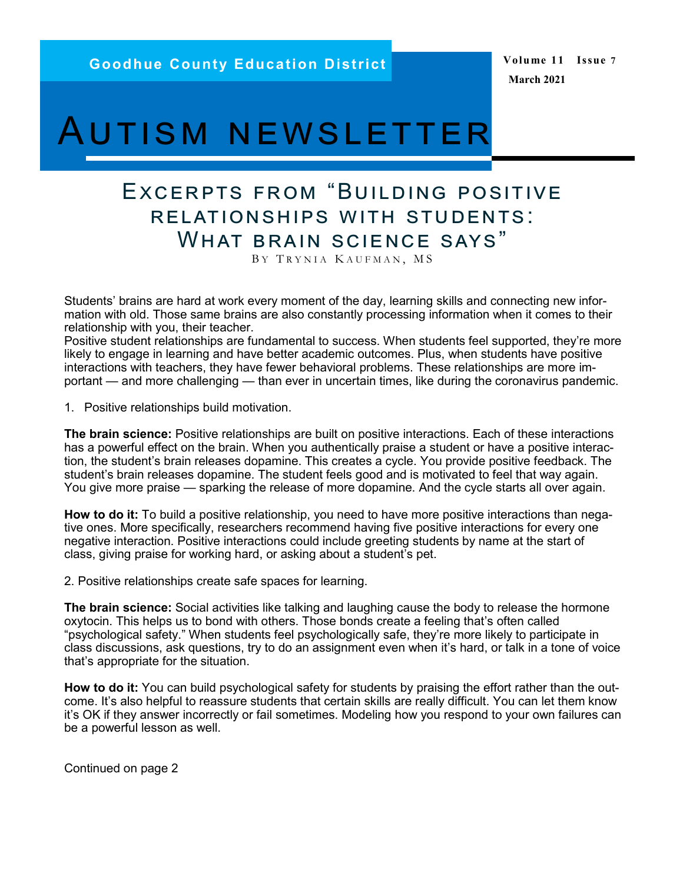Goodhue County Education District

Volume 11 Issue 7
March 2021

# Autism newsletter

## Excerpts from "Building positive relationships with students: What brain science says"

By Trynia Kaufman, MS

Students' brains are hard at work every moment of the day, learning skills and connecting new information with old. Those same brains are also constantly processing information when it comes to their relationship with you, their teacher.

Positive student relationships are fundamental to success. When students feel supported, they're more likely to engage in learning and have better academic outcomes. Plus, when students have positive interactions with teachers, they have fewer behavioral problems. These relationships are more important — and more challenging — than ever in uncertain times, like during the coronavirus pandemic.

1. Positive relationships build motivation.

**The brain science:** Positive relationships are built on positive interactions. Each of these interactions has a powerful effect on the brain. When you authentically praise a student or have a positive interaction, the student's brain releases dopamine. This creates a cycle. You provide positive feedback. The student's brain releases dopamine. The student feels good and is motivated to feel that way again. You give more praise — sparking the release of more dopamine. And the cycle starts all over again.

**How to do it:** To build a positive relationship, you need to have more positive interactions than negative ones. More specifically, researchers recommend having five positive interactions for every one negative interaction. Positive interactions could include greeting students by name at the start of class, giving praise for working hard, or asking about a student's pet.

2. Positive relationships create safe spaces for learning.

**The brain science:** Social activities like talking and laughing cause the body to release the hormone oxytocin. This helps us to bond with others. Those bonds create a feeling that's often called "psychological safety." When students feel psychologically safe, they're more likely to participate in class discussions, ask questions, try to do an assignment even when it's hard, or talk in a tone of voice that's appropriate for the situation.

**How to do it:** You can build psychological safety for students by praising the effort rather than the outcome. It's also helpful to reassure students that certain skills are really difficult. You can let them know it's OK if they answer incorrectly or fail sometimes. Modeling how you respond to your own failures can be a powerful lesson as well.

Continued on page 2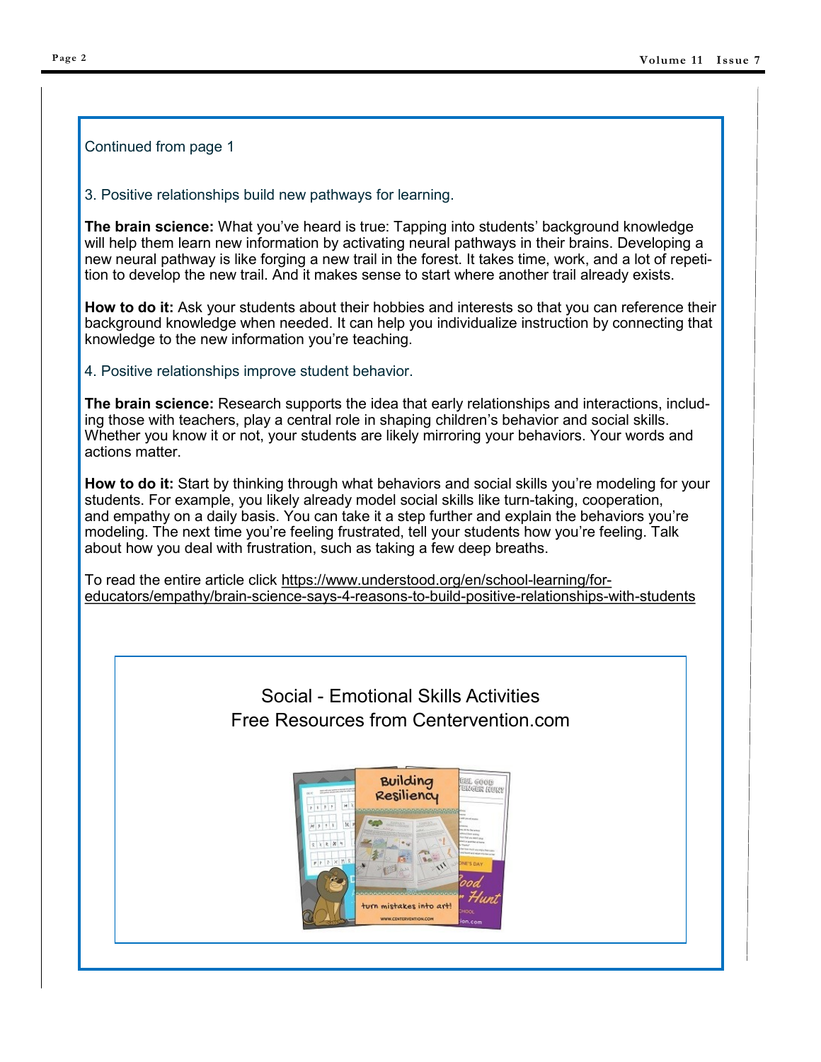Continued from page 1

### 3. Positive relationships build new pathways for learning.

**The brain science:** What you've heard is true: Tapping into students' background knowledge will help them learn new information by activating neural pathways in their brains. Developing a new neural pathway is like forging a new trail in the forest. It takes time, work, and a lot of repetition to develop the new trail. And it makes sense to start where another trail already exists.

**How to do it:** Ask your students about their hobbies and interests so that you can reference their background knowledge when needed. It can help you individualize instruction by connecting that knowledge to the new information you're teaching.

### 4. Positive relationships improve student behavior.

**The brain science:** Research supports the idea that early relationships and interactions, including those with teachers, play a central role in shaping children's behavior and social skills. Whether you know it or not, your students are likely mirroring your behaviors. Your words and actions matter.

**How to do it:** Start by thinking through what behaviors and social skills you're modeling for your students. For example, you likely already model social skills like turn-taking, cooperation, and empathy on a daily basis. You can take it a step further and explain the behaviors you're modeling. The next time you're feeling frustrated, tell your students how you're feeling. Talk about how you deal with frustration, such as taking a few deep breaths.

To read the entire article click https://www.understood.org/en/school-learning/for-educators/empathy/brain-science-says-4-reasons-to-build-positive-relationships-with-students

Social - Emotional Skills Activities
Free Resources from Centervention.com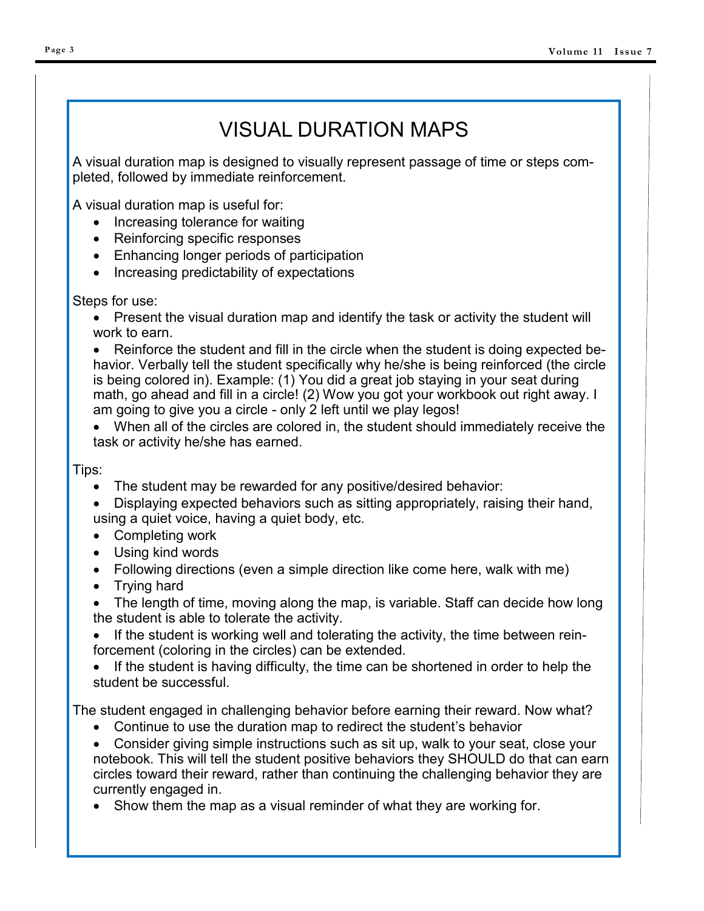# VISUAL DURATION MAPS

A visual duration map is designed to visually represent passage of time or steps completed, followed by immediate reinforcement.

A visual duration map is useful for:

- Increasing tolerance for waiting
- Reinforcing specific responses
- Enhancing longer periods of participation
- Increasing predictability of expectations

Steps for use:

- Present the visual duration map and identify the task or activity the student will work to earn.
- Reinforce the student and fill in the circle when the student is doing expected behavior. Verbally tell the student specifically why he/she is being reinforced (the circle is being colored in). Example: (1) You did a great job staying in your seat during math, go ahead and fill in a circle! (2) Wow you got your workbook out right away. I am going to give you a circle - only 2 left until we play legos!
- When all of the circles are colored in, the student should immediately receive the task or activity he/she has earned.

Tips:

- The student may be rewarded for any positive/desired behavior:
- Displaying expected behaviors such as sitting appropriately, raising their hand, using a quiet voice, having a quiet body, etc.
- Completing work
- Using kind words
- Following directions (even a simple direction like come here, walk with me)
- Trying hard
- The length of time, moving along the map, is variable. Staff can decide how long the student is able to tolerate the activity.
- If the student is working well and tolerating the activity, the time between reinforcement (coloring in the circles) can be extended.
- If the student is having difficulty, the time can be shortened in order to help the student be successful.

The student engaged in challenging behavior before earning their reward. Now what?

- Continue to use the duration map to redirect the student's behavior
- Consider giving simple instructions such as sit up, walk to your seat, close your notebook. This will tell the student positive behaviors they SHOULD do that can earn circles toward their reward, rather than continuing the challenging behavior they are currently engaged in.
- Show them the map as a visual reminder of what they are working for.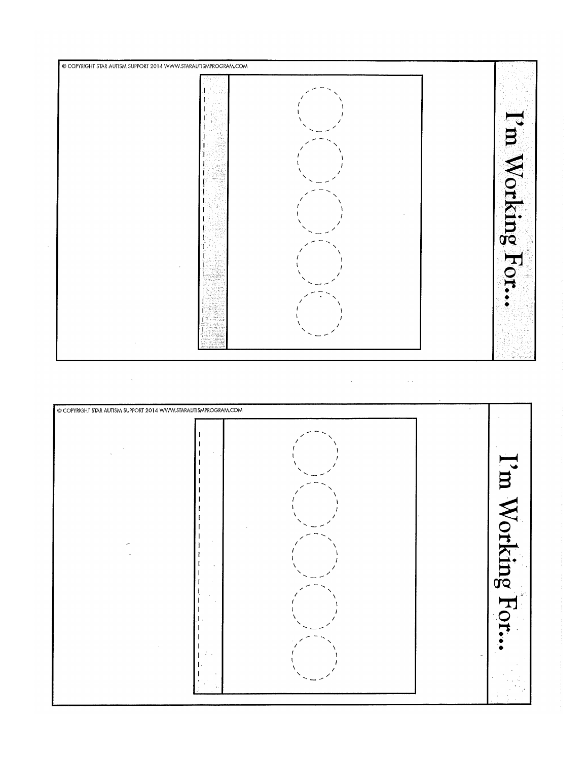© COPYRIGHT STAR AUTISM SUPPORT 2014 WWW.STARAUTISMPROGRAM.COM

# I'm Working For...

© COPYRIGHT STAR AUTISM SUPPORT 2014 WWW.STARAUTISMPROGRAM.COM

# I'm Working For...